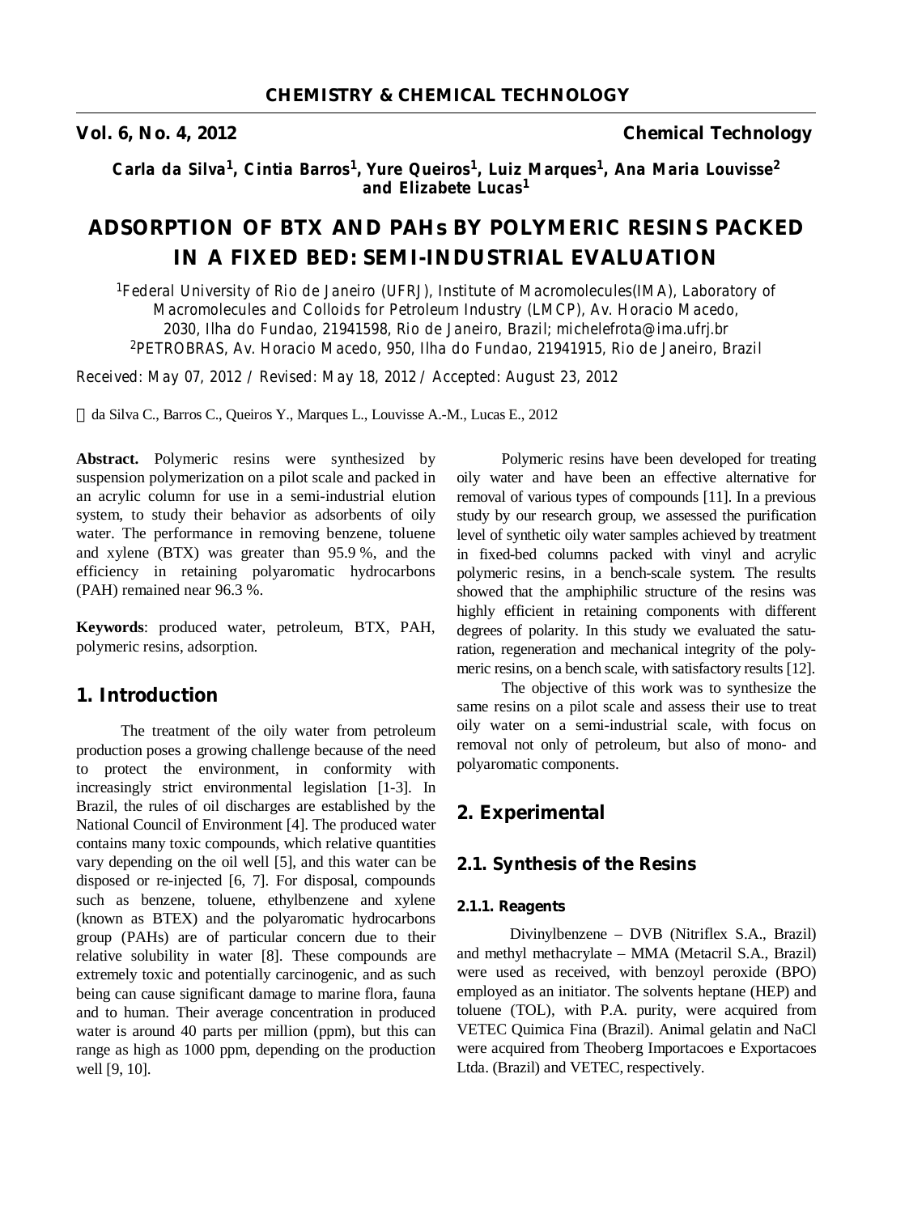# ADSORPTION OF BTX AND PAHs BY POLYMERIC RESINS PACKED IN A FIXED BED: SEMI-INDUSTRIAL EVALUATION

**Carla da Silva[1], Cintia Barros[1], Yure Queiros[1], Luiz Marques[1], Ana Maria Louvisse[2] and Elizabete Lucas[1]**

[1]Federal University of Rio de Janeiro (UFRJ), Institute of Macromolecules(IMA), Laboratory of Macromolecules and Colloids for Petroleum Industry (LMCP), Av. Horacio Macedo, 2030, Ilha do Fundao, 21941598, Rio de Janeiro, Brazil; michelefrota@ima.ufrj.br
[2]PETROBRAS, Av. Horacio Macedo, 950, Ilha do Fundao, 21941915, Rio de Janeiro, Brazil

Received: May 07, 2012 / Revised: May 18, 2012 / Accepted: August 23, 2012

© da Silva C., Barros C., Queiros Y., Marques L., Louvisse A.-M., Lucas E., 2012

**Abstract.** Polymeric resins were synthesized by suspension polymerization on a pilot scale and packed in an acrylic column for use in a semi-industrial elution system, to study their behavior as adsorbents of oily water. The performance in removing benzene, toluene and xylene (BTX) was greater than 95.9 %, and the efficiency in retaining polyaromatic hydrocarbons (PAH) remained near 96.3 %.

**Keywords**: produced water, petroleum, BTX, PAH, polymeric resins, adsorption.

## 1. Introduction

The treatment of the oily water from petroleum production poses a growing challenge because of the need to protect the environment, in conformity with increasingly strict environmental legislation [1-3]. In Brazil, the rules of oil discharges are established by the National Council of Environment [4]. The produced water contains many toxic compounds, which relative quantities vary depending on the oil well [5], and this water can be disposed or re-injected [6, 7]. For disposal, compounds such as benzene, toluene, ethylbenzene and xylene (known as BTEX) and the polyaromatic hydrocarbons group (PAHs) are of particular concern due to their relative solubility in water [8]. These compounds are extremely toxic and potentially carcinogenic, and as such being can cause significant damage to marine flora, fauna and to human. Their average concentration in produced water is around 40 parts per million (ppm), but this can range as high as 1000 ppm, depending on the production well [9, 10].

Polymeric resins have been developed for treating oily water and have been an effective alternative for removal of various types of compounds [11]. In a previous study by our research group, we assessed the purification level of synthetic oily water samples achieved by treatment in fixed-bed columns packed with vinyl and acrylic polymeric resins, in a bench-scale system. The results showed that the amphiphilic structure of the resins was highly efficient in retaining components with different degrees of polarity. In this study we evaluated the saturation, regeneration and mechanical integrity of the polymeric resins, on a bench scale, with satisfactory results [12].

The objective of this work was to synthesize the same resins on a pilot scale and assess their use to treat oily water on a semi-industrial scale, with focus on removal not only of petroleum, but also of mono- and polyaromatic components.

## 2. Experimental

### 2.1. Synthesis of the Resins

#### 2.1.1. Reagents

Divinylbenzene – DVB (Nitriflex S.A., Brazil) and methyl methacrylate – MMA (Metacril S.A., Brazil) were used as received, with benzoyl peroxide (BPO) employed as an initiator. The solvents heptane (HEP) and toluene (TOL), with P.A. purity, were acquired from VETEC Quimica Fina (Brazil). Animal gelatin and NaCl were acquired from Theoberg Importacoes e Exportacoes Ltda. (Brazil) and VETEC, respectively.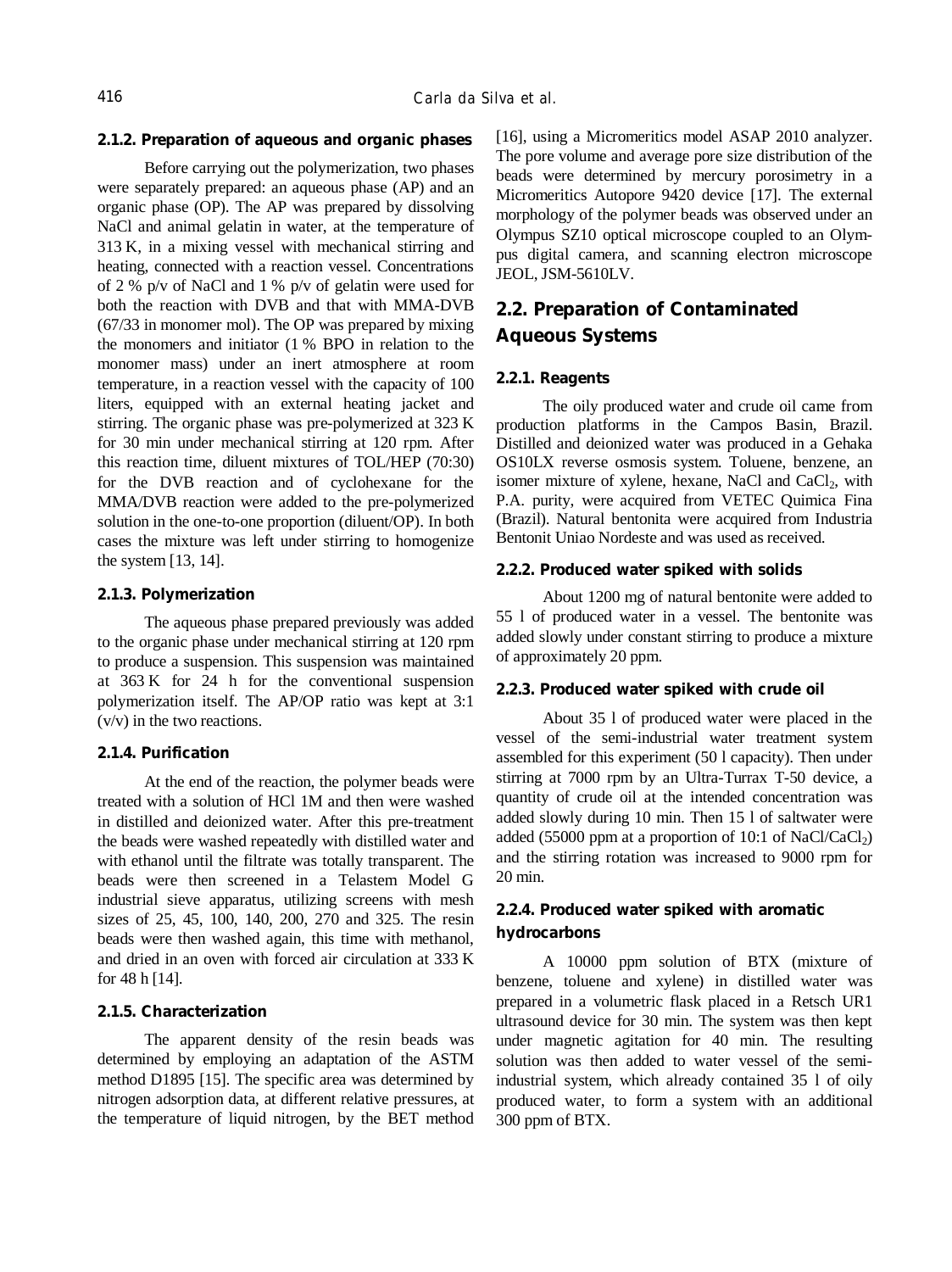#### 2.1.2. Preparation of aqueous and organic phases

Before carrying out the polymerization, two phases were separately prepared: an aqueous phase (AP) and an organic phase (OP). The AP was prepared by dissolving NaCl and animal gelatin in water, at the temperature of 313 K, in a mixing vessel with mechanical stirring and heating, connected with a reaction vessel. Concentrations of 2 % p/v of NaCl and 1 % p/v of gelatin were used for both the reaction with DVB and that with MMA-DVB (67/33 in monomer mol). The OP was prepared by mixing the monomers and initiator (1 % BPO in relation to the monomer mass) under an inert atmosphere at room temperature, in a reaction vessel with the capacity of 100 liters, equipped with an external heating jacket and stirring. The organic phase was pre-polymerized at 323 K for 30 min under mechanical stirring at 120 rpm. After this reaction time, diluent mixtures of TOL/HEP (70:30) for the DVB reaction and of cyclohexane for the MMA/DVB reaction were added to the pre-polymerized solution in the one-to-one proportion (diluent/OP). In both cases the mixture was left under stirring to homogenize the system [13, 14].

#### 2.1.3. Polymerization

The aqueous phase prepared previously was added to the organic phase under mechanical stirring at 120 rpm to produce a suspension. This suspension was maintained at 363 K for 24 h for the conventional suspension polymerization itself. The AP/OP ratio was kept at 3:1 (v/v) in the two reactions.

#### 2.1.4. Purification

At the end of the reaction, the polymer beads were treated with a solution of HCl 1M and then were washed in distilled and deionized water. After this pre-treatment the beads were washed repeatedly with distilled water and with ethanol until the filtrate was totally transparent. The beads were then screened in a Telastem Model G industrial sieve apparatus, utilizing screens with mesh sizes of 25, 45, 100, 140, 200, 270 and 325. The resin beads were then washed again, this time with methanol, and dried in an oven with forced air circulation at 333 K for 48 h [14].

#### 2.1.5. Characterization

The apparent density of the resin beads was determined by employing an adaptation of the ASTM method D1895 [15]. The specific area was determined by nitrogen adsorption data, at different relative pressures, at the temperature of liquid nitrogen, by the BET method [16], using a Micromeritics model ASAP 2010 analyzer. The pore volume and average pore size distribution of the beads were determined by mercury porosimetry in a Micromeritics Autopore 9420 device [17]. The external morphology of the polymer beads was observed under an Olympus SZ10 optical microscope coupled to an Olympus digital camera, and scanning electron microscope JEOL, JSM-5610LV.

## 2.2. Preparation of Contaminated Aqueous Systems

#### 2.2.1. Reagents

The oily produced water and crude oil came from production platforms in the Campos Basin, Brazil. Distilled and deionized water was produced in a Gehaka OS10LX reverse osmosis system. Toluene, benzene, an isomer mixture of xylene, hexane, NaCl and $CaCl_2$, with P.A. purity, were acquired from VETEC Quimica Fina (Brazil). Natural bentonita were acquired from Industria Bentonit Uniao Nordeste and was used as received.

#### 2.2.2. Produced water spiked with solids

About 1200 mg of natural bentonite were added to 55 l of produced water in a vessel. The bentonite was added slowly under constant stirring to produce a mixture of approximately 20 ppm.

#### 2.2.3. Produced water spiked with crude oil

About 35 l of produced water were placed in the vessel of the semi-industrial water treatment system assembled for this experiment (50 l capacity). Then under stirring at 7000 rpm by an Ultra-Turrax T-50 device, a quantity of crude oil at the intended concentration was added slowly during 10 min. Then 15 l of saltwater were added (55000 ppm at a proportion of 10:1 of $NaCl/CaCl_2$) and the stirring rotation was increased to 9000 rpm for 20 min.

#### 2.2.4. Produced water spiked with aromatic hydrocarbons

A 10000 ppm solution of BTX (mixture of benzene, toluene and xylene) in distilled water was prepared in a volumetric flask placed in a Retsch UR1 ultrasound device for 30 min. The system was then kept under magnetic agitation for 40 min. The resulting solution was then added to water vessel of the semi-industrial system, which already contained 35 l of oily produced water, to form a system with an additional 300 ppm of BTX.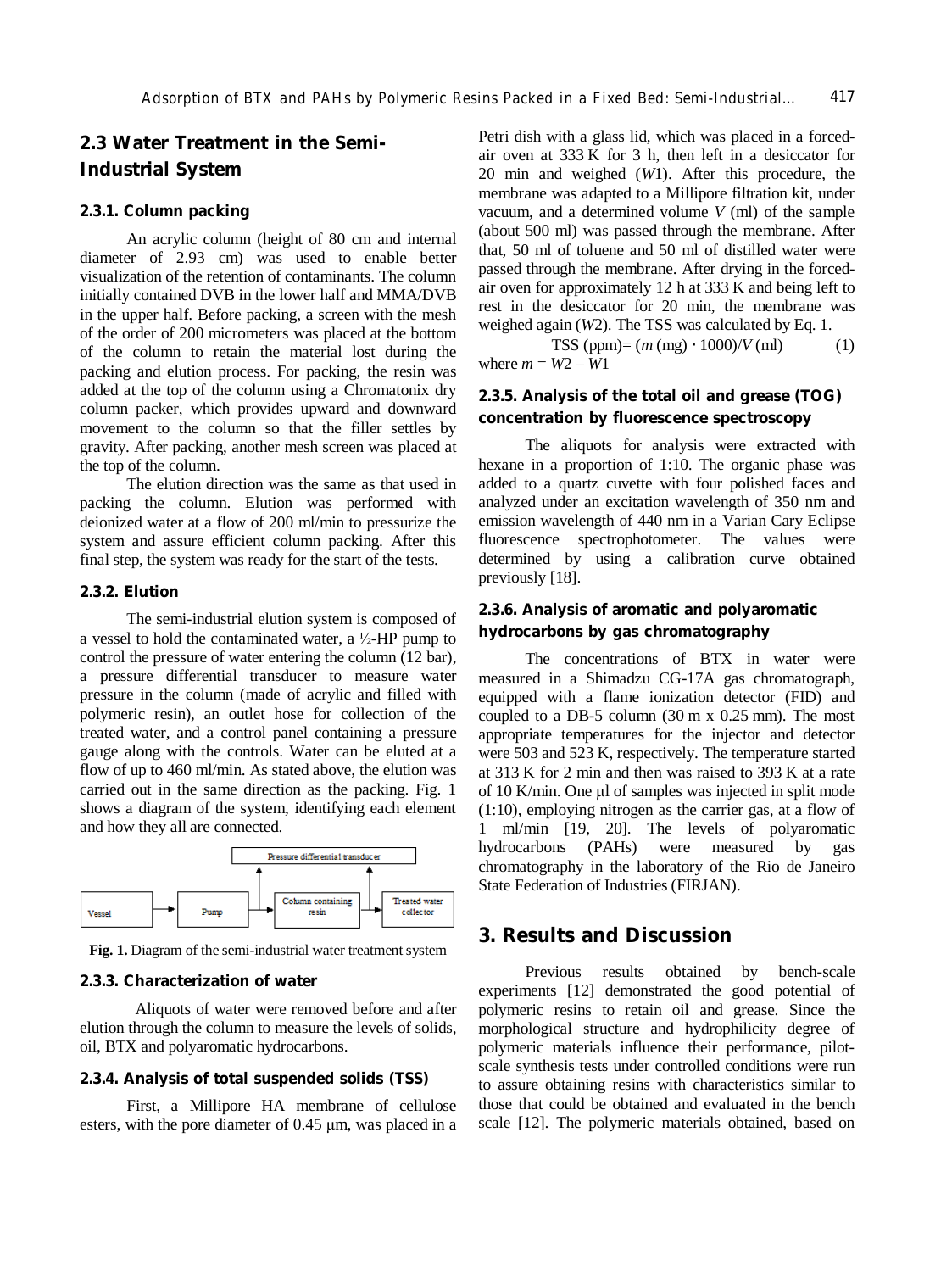## 2.3 Water Treatment in the Semi-Industrial System

### 2.3.1. Column packing

An acrylic column (height of 80 cm and internal diameter of 2.93 cm) was used to enable better visualization of the retention of contaminants. The column initially contained DVB in the lower half and MMA/DVB in the upper half. Before packing, a screen with the mesh of the order of 200 micrometers was placed at the bottom of the column to retain the material lost during the packing and elution process. For packing, the resin was added at the top of the column using a Chromatonix dry column packer, which provides upward and downward movement to the column so that the filler settles by gravity. After packing, another mesh screen was placed at the top of the column.

The elution direction was the same as that used in packing the column. Elution was performed with deionized water at a flow of 200 ml/min to pressurize the system and assure efficient column packing. After this final step, the system was ready for the start of the tests.

### 2.3.2. Elution

The semi-industrial elution system is composed of a vessel to hold the contaminated water, a ½-HP pump to control the pressure of water entering the column (12 bar), a pressure differential transducer to measure water pressure in the column (made of acrylic and filled with polymeric resin), an outlet hose for collection of the treated water, and a control panel containing a pressure gauge along with the controls. Water can be eluted at a flow of up to 460 ml/min. As stated above, the elution was carried out in the same direction as the packing. Fig. 1 shows a diagram of the system, identifying each element and how they all are connected.

Pressure differential transducer

Vessel → Pump → Column containing resin → Treated water collector

**Fig. 1.** Diagram of the semi-industrial water treatment system

### 2.3.3. Characterization of water

Aliquots of water were removed before and after elution through the column to measure the levels of solids, oil, BTX and polyaromatic hydrocarbons.

### 2.3.4. Analysis of total suspended solids (TSS)

First, a Millipore HA membrane of cellulose esters, with the pore diameter of 0.45 μm, was placed in a Petri dish with a glass lid, which was placed in a forced-air oven at 333 K for 3 h, then left in a desiccator for 20 min and weighed ($W1$). After this procedure, the membrane was adapted to a Millipore filtration kit, under vacuum, and a determined volume $V$ (ml) of the sample (about 500 ml) was passed through the membrane. After that, 50 ml of toluene and 50 ml of distilled water were passed through the membrane. After drying in the forced-air oven for approximately 12 h at 333 K and being left to rest in the desiccator for 20 min, the membrane was weighed again ($W2$). The TSS was calculated by Eq. 1.

$$\text{TSS (ppm)} = (m\,(\text{mg}) \cdot 1000)/V\,(\text{ml}) \qquad (1)$$

where $m = W2 - W1$

### 2.3.5. Analysis of the total oil and grease (TOG) concentration by fluorescence spectroscopy

The aliquots for analysis were extracted with hexane in a proportion of 1:10. The organic phase was added to a quartz cuvette with four polished faces and analyzed under an excitation wavelength of 350 nm and emission wavelength of 440 nm in a Varian Cary Eclipse fluorescence spectrophotometer. The values were determined by using a calibration curve obtained previously [18].

### 2.3.6. Analysis of aromatic and polyaromatic hydrocarbons by gas chromatography

The concentrations of BTX in water were measured in a Shimadzu CG-17A gas chromatograph, equipped with a flame ionization detector (FID) and coupled to a DB-5 column (30 m x 0.25 mm). The most appropriate temperatures for the injector and detector were 503 and 523 K, respectively. The temperature started at 313 K for 2 min and then was raised to 393 K at a rate of 10 K/min. One μl of samples was injected in split mode (1:10), employing nitrogen as the carrier gas, at a flow of 1 ml/min [19, 20]. The levels of polyaromatic hydrocarbons (PAHs) were measured by gas chromatography in the laboratory of the Rio de Janeiro State Federation of Industries (FIRJAN).

## 3. Results and Discussion

Previous results obtained by bench-scale experiments [12] demonstrated the good potential of polymeric resins to retain oil and grease. Since the morphological structure and hydrophilicity degree of polymeric materials influence their performance, pilot-scale synthesis tests under controlled conditions were run to assure obtaining resins with characteristics similar to those that could be obtained and evaluated in the bench scale [12]. The polymeric materials obtained, based on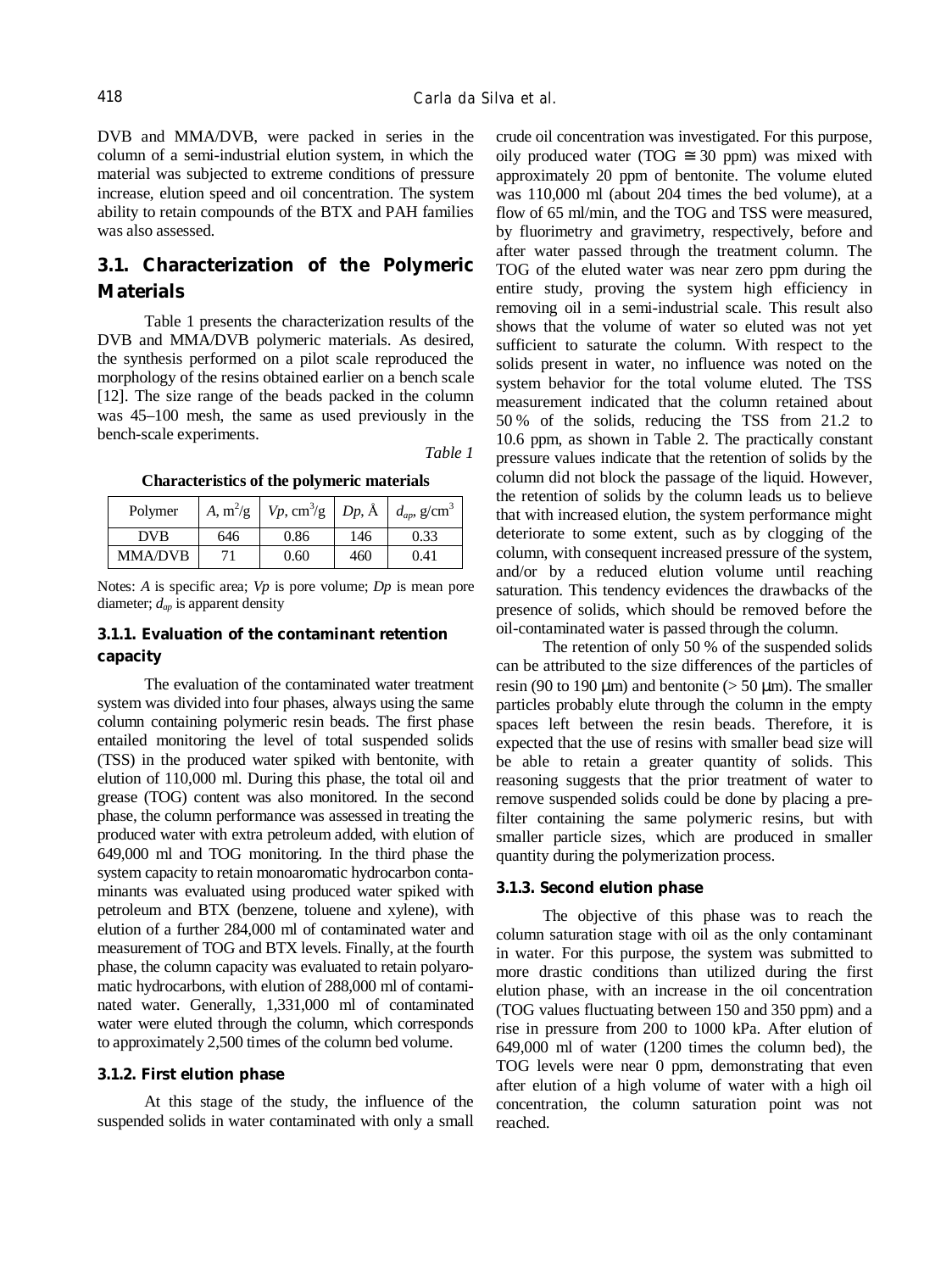DVB and MMA/DVB, were packed in series in the column of a semi-industrial elution system, in which the material was subjected to extreme conditions of pressure increase, elution speed and oil concentration. The system ability to retain compounds of the BTX and PAH families was also assessed.

## 3.1. Characterization of the Polymeric Materials

Table 1 presents the characterization results of the DVB and MMA/DVB polymeric materials. As desired, the synthesis performed on a pilot scale reproduced the morphology of the resins obtained earlier on a bench scale [12]. The size range of the beads packed in the column was 45–100 mesh, the same as used previously in the bench-scale experiments.

*Table 1*

**Characteristics of the polymeric materials**

| Polymer | *A*, $m^2/g$ | *Vp*, $cm^3/g$ | *Dp*, Å | $d_{ap}$, $g/cm^3$ |
|---|---|---|---|---|
| DVB | 646 | 0.86 | 146 | 0.33 |
| MMA/DVB | 71 | 0.60 | 460 | 0.41 |

Notes: *A* is specific area; *Vp* is pore volume; *Dp* is mean pore diameter; $d_{ap}$ is apparent density

### 3.1.1. Evaluation of the contaminant retention capacity

The evaluation of the contaminated water treatment system was divided into four phases, always using the same column containing polymeric resin beads. The first phase entailed monitoring the level of total suspended solids (TSS) in the produced water spiked with bentonite, with elution of 110,000 ml. During this phase, the total oil and grease (TOG) content was also monitored. In the second phase, the column performance was assessed in treating the produced water with extra petroleum added, with elution of 649,000 ml and TOG monitoring. In the third phase the system capacity to retain monoaromatic hydrocarbon contaminants was evaluated using produced water spiked with petroleum and BTX (benzene, toluene and xylene), with elution of a further 284,000 ml of contaminated water and measurement of TOG and BTX levels. Finally, at the fourth phase, the column capacity was evaluated to retain polyaromatic hydrocarbons, with elution of 288,000 ml of contaminated water. Generally, 1,331,000 ml of contaminated water were eluted through the column, which corresponds to approximately 2,500 times of the column bed volume.

### 3.1.2. First elution phase

At this stage of the study, the influence of the suspended solids in water contaminated with only a small crude oil concentration was investigated. For this purpose, oily produced water (TOG ≅ 30 ppm) was mixed with approximately 20 ppm of bentonite. The volume eluted was 110,000 ml (about 204 times the bed volume), at a flow of 65 ml/min, and the TOG and TSS were measured, by fluorimetry and gravimetry, respectively, before and after water passed through the treatment column. The TOG of the eluted water was near zero ppm during the entire study, proving the system high efficiency in removing oil in a semi-industrial scale. This result also shows that the volume of water so eluted was not yet sufficient to saturate the column. With respect to the solids present in water, no influence was noted on the system behavior for the total volume eluted. The TSS measurement indicated that the column retained about 50 % of the solids, reducing the TSS from 21.2 to 10.6 ppm, as shown in Table 2. The practically constant pressure values indicate that the retention of solids by the column did not block the passage of the liquid. However, the retention of solids by the column leads us to believe that with increased elution, the system performance might deteriorate to some extent, such as by clogging of the column, with consequent increased pressure of the system, and/or by a reduced elution volume until reaching saturation. This tendency evidences the drawbacks of the presence of solids, which should be removed before the oil-contaminated water is passed through the column.

The retention of only 50 % of the suspended solids can be attributed to the size differences of the particles of resin (90 to 190 μm) and bentonite (> 50 μm). The smaller particles probably elute through the column in the empty spaces left between the resin beads. Therefore, it is expected that the use of resins with smaller bead size will be able to retain a greater quantity of solids. This reasoning suggests that the prior treatment of water to remove suspended solids could be done by placing a pre-filter containing the same polymeric resins, but with smaller particle sizes, which are produced in smaller quantity during the polymerization process.

### 3.1.3. Second elution phase

The objective of this phase was to reach the column saturation stage with oil as the only contaminant in water. For this purpose, the system was submitted to more drastic conditions than utilized during the first elution phase, with an increase in the oil concentration (TOG values fluctuating between 150 and 350 ppm) and a rise in pressure from 200 to 1000 kPa. After elution of 649,000 ml of water (1200 times the column bed), the TOG levels were near 0 ppm, demonstrating that even after elution of a high volume of water with a high oil concentration, the column saturation point was not reached.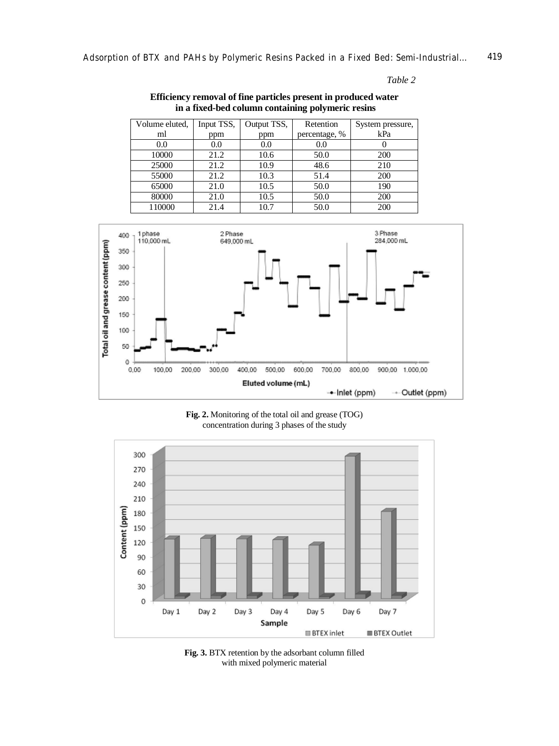*Table 2*

**Efficiency removal of fine particles present in produced water in a fixed-bed column containing polymeric resins**

| Volume eluted, ml | Input TSS, ppm | Output TSS, ppm | Retention percentage, % | System pressure, kPa |
|---|---|---|---|---|
| 0.0 | 0.0 | 0.0 | 0.0 | 0 |
| 10000 | 21.2 | 10.6 | 50.0 | 200 |
| 25000 | 21.2 | 10.9 | 48.6 | 210 |
| 55000 | 21.2 | 10.3 | 51.4 | 200 |
| 65000 | 21.0 | 10.5 | 50.0 | 190 |
| 80000 | 21.0 | 10.5 | 50.0 | 200 |
| 110000 | 21.4 | 10.7 | 50.0 | 200 |

**Fig. 2.** Monitoring of the total oil and grease (TOG) concentration during 3 phases of the study

**Fig. 3.** BTX retention by the adsorbant column filled with mixed polymeric material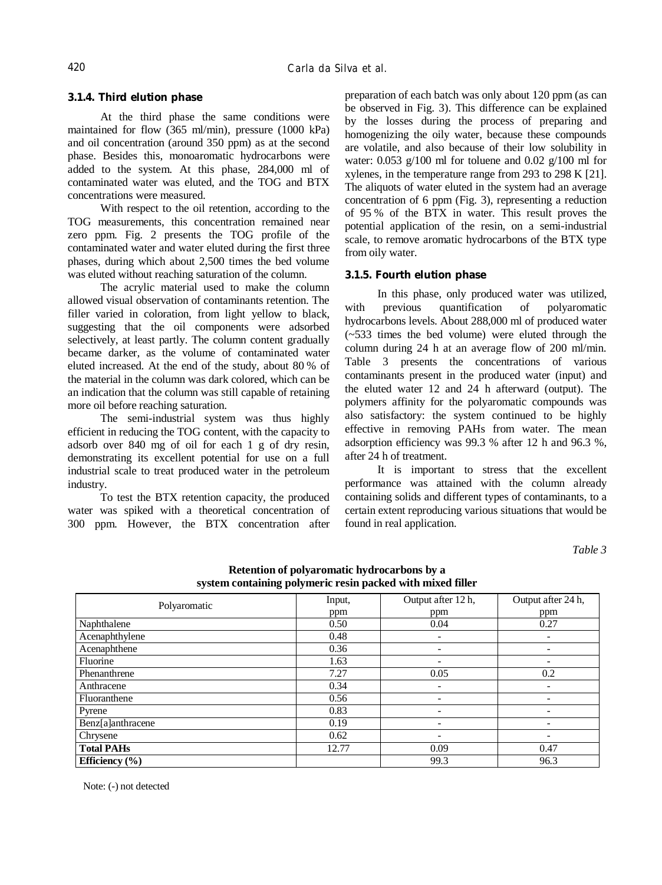### 3.1.4. Third elution phase

At the third phase the same conditions were maintained for flow (365 ml/min), pressure (1000 kPa) and oil concentration (around 350 ppm) as at the second phase. Besides this, monoaromatic hydrocarbons were added to the system. At this phase, 284,000 ml of contaminated water was eluted, and the TOG and BTX concentrations were measured.

With respect to the oil retention, according to the TOG measurements, this concentration remained near zero ppm. Fig. 2 presents the TOG profile of the contaminated water and water eluted during the first three phases, during which about 2,500 times the bed volume was eluted without reaching saturation of the column.

The acrylic material used to make the column allowed visual observation of contaminants retention. The filler varied in coloration, from light yellow to black, suggesting that the oil components were adsorbed selectively, at least partly. The column content gradually became darker, as the volume of contaminated water eluted increased. At the end of the study, about 80 % of the material in the column was dark colored, which can be an indication that the column was still capable of retaining more oil before reaching saturation.

The semi-industrial system was thus highly efficient in reducing the TOG content, with the capacity to adsorb over 840 mg of oil for each 1 g of dry resin, demonstrating its excellent potential for use on a full industrial scale to treat produced water in the petroleum industry.

To test the BTX retention capacity, the produced water was spiked with a theoretical concentration of 300 ppm. However, the BTX concentration after preparation of each batch was only about 120 ppm (as can be observed in Fig. 3). This difference can be explained by the losses during the process of preparing and homogenizing the oily water, because these compounds are volatile, and also because of their low solubility in water: 0.053 g/100 ml for toluene and 0.02 g/100 ml for xylenes, in the temperature range from 293 to 298 K [21]. The aliquots of water eluted in the system had an average concentration of 6 ppm (Fig. 3), representing a reduction of 95 % of the BTX in water. This result proves the potential application of the resin, on a semi-industrial scale, to remove aromatic hydrocarbons of the BTX type from oily water.

### 3.1.5. Fourth elution phase

In this phase, only produced water was utilized, with previous quantification of polyaromatic hydrocarbons levels. About 288,000 ml of produced water (~533 times the bed volume) were eluted through the column during 24 h at an average flow of 200 ml/min. Table 3 presents the concentrations of various contaminants present in the produced water (input) and the eluted water 12 and 24 h afterward (output). The polymers affinity for the polyaromatic compounds was also satisfactory: the system continued to be highly effective in removing PAHs from water. The mean adsorption efficiency was 99.3 % after 12 h and 96.3 %, after 24 h of treatment.

It is important to stress that the excellent performance was attained with the column already containing solids and different types of contaminants, to a certain extent reproducing various situations that would be found in real application.

*Table 3*

**Retention of polyaromatic hydrocarbons by a system containing polymeric resin packed with mixed filler**

| Polyaromatic | Input, ppm | Output after 12 h, ppm | Output after 24 h, ppm |
|---|---|---|---|
| Naphthalene | 0.50 | 0.04 | 0.27 |
| Acenaphthylene | 0.48 | - | - |
| Acenaphthene | 0.36 | - | - |
| Fluorine | 1.63 | - | - |
| Phenanthrene | 7.27 | 0.05 | 0.2 |
| Anthracene | 0.34 | - | - |
| Fluoranthene | 0.56 | - | - |
| Pyrene | 0.83 | - | - |
| Benz[a]anthracene | 0.19 | - | - |
| Chrysene | 0.62 | - | - |
| **Total PAHs** | 12.77 | 0.09 | 0.47 |
| **Efficiency (%)** | | 99.3 | 96.3 |

Note: (-) not detected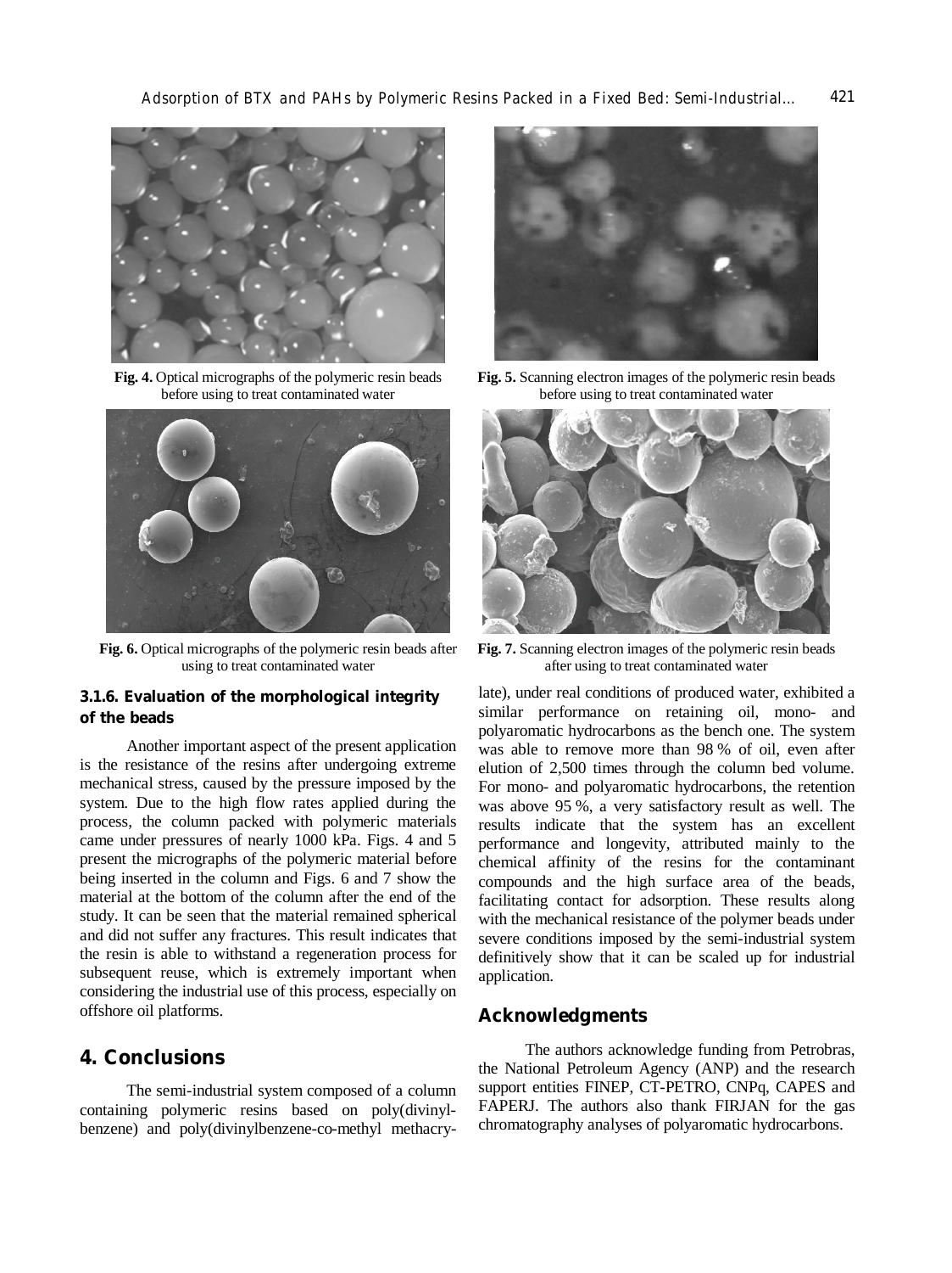Fig. 4. Optical micrographs of the polymeric resin beads before using to treat contaminated water

Fig. 5. Scanning electron images of the polymeric resin beads before using to treat contaminated water

Fig. 6. Optical micrographs of the polymeric resin beads after using to treat contaminated water

Fig. 7. Scanning electron images of the polymeric resin beads after using to treat contaminated water

### 3.1.6. Evaluation of the morphological integrity of the beads

Another important aspect of the present application is the resistance of the resins after undergoing extreme mechanical stress, caused by the pressure imposed by the system. Due to the high flow rates applied during the process, the column packed with polymeric materials came under pressures of nearly 1000 kPa. Figs. 4 and 5 present the micrographs of the polymeric material before being inserted in the column and Figs. 6 and 7 show the material at the bottom of the column after the end of the study. It can be seen that the material remained spherical and did not suffer any fractures. This result indicates that the resin is able to withstand a regeneration process for subsequent reuse, which is extremely important when considering the industrial use of this process, especially on offshore oil platforms.

## 4. Conclusions

The semi-industrial system composed of a column containing polymeric resins based on poly(divinylbenzene) and poly(divinylbenzene-co-methyl methacrylate), under real conditions of produced water, exhibited a similar performance on retaining oil, mono- and polyaromatic hydrocarbons as the bench one. The system was able to remove more than 98 % of oil, even after elution of 2,500 times through the column bed volume. For mono- and polyaromatic hydrocarbons, the retention was above 95 %, a very satisfactory result as well. The results indicate that the system has an excellent performance and longevity, attributed mainly to the chemical affinity of the resins for the contaminant compounds and the high surface area of the beads, facilitating contact for adsorption. These results along with the mechanical resistance of the polymer beads under severe conditions imposed by the semi-industrial system definitively show that it can be scaled up for industrial application.

## Acknowledgments

The authors acknowledge funding from Petrobras, the National Petroleum Agency (ANP) and the research support entities FINEP, CT-PETRO, CNPq, CAPES and FAPERJ. The authors also thank FIRJAN for the gas chromatography analyses of polyaromatic hydrocarbons.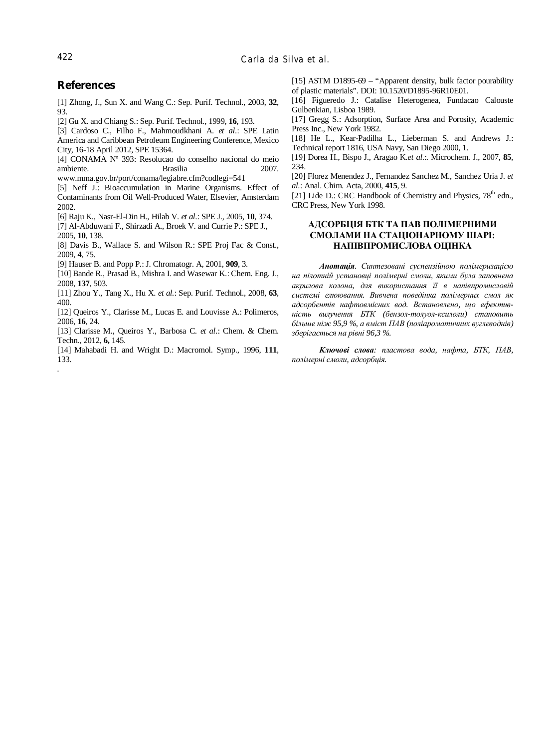## References

[1] Zhong, J., Sun X. and Wang C.: Sep. Purif. Technol., 2003, **32**, 93.

[2] Gu X. and Chiang S.: Sep. Purif. Technol., 1999, **16**, 193.

[3] Cardoso C., Filho F., Mahmoudkhani A. *et al*.: SPE Latin America and Caribbean Petroleum Engineering Conference, Mexico City, 16-18 April 2012, SPE 15364.

[4] CONAMA Nº 393: Resolucao do conselho nacional do meio ambiente. Brasilia 2007. www.mma.gov.br/port/conama/legiabre.cfm?codlegi=541

[5] Neff J.: Bioaccumulation in Marine Organisms. Effect of Contaminants from Oil Well-Produced Water, Elsevier, Amsterdam 2002.

[6] Raju K., Nasr-El-Din H., Hilab V. *et al*.: SPE J., 2005, **10**, 374.

[7] Al-Abduwani F., Shirzadi A., Broek V. and Currie P.: SPE J., 2005, **10**, 138.

[8] Davis B., Wallace S. and Wilson R.: SPE Proj Fac & Const., 2009, **4**, 75.

[9] Hauser B. and Popp P.: J. Chromatogr. A, 2001, **909**, 3.

[10] Bande R., Prasad B., Mishra I. and Wasewar K.: Chem. Eng. J., 2008, **137**, 503.

[11] Zhou Y., Tang X., Hu X. *et al.*: Sep. Purif. Technol., 2008, **63**, 400.

[12] Queiros Y., Clarisse M., Lucas E. and Louvisse A.: Polimeros, 2006, **16**, 24.

[13] Clarisse M., Queiros Y., Barbosa C. *et al*.: Chem. & Chem. Techn., 2012, **6,** 145.

[14] Mahabadi H. and Wright D.: Macromol. Symp., 1996, **111**, 133.

[15] ASTM D1895-69 – "Apparent density, bulk factor pourability of plastic materials". DOI: 10.1520/D1895-96R10E01.

[16] Figueredo J.: Catalise Heterogenea, Fundacao Calouste Gulbenkian, Lisboa 1989.

[17] Gregg S.: Adsorption, Surface Area and Porosity, Academic Press Inc., New York 1982.

[18] He L., Kear-Padilha L., Lieberman S. and Andrews J.: Technical report 1816, USA Navy, San Diego 2000, 1.

[19] Dorea H., Bispo J., Aragao K.*et al*.:. Microchem. J., 2007, **85**, 234.

[20] Florez Menendez J., Fernandez Sanchez M., Sanchez Uria J. *et al.*: Anal. Chim. Acta, 2000, **415**, 9.

[21] Lide D.: CRC Handbook of Chemistry and Physics, 78th edn., CRC Press, New York 1998.

## АДСОРБЦІЯ БТК ТА ПАВ ПОЛІМЕРНИМИ СМОЛАМИ НА СТАЦІОНАРНОМУ ШАРІ: НАПІВПРОМИСЛОВА ОЦІНКА

***Анотація**. Синтезовані суспензійною полімеризацією на пілотній установці полімерні смоли, якими була заповнена акрилова колона, для використання її в напівпромисловій системі елюювання. Вивчена поведінка полімерних смол як адсорбентів нафтовмісних вод. Встановлено, що ефективність вилучення БТК (бензол-толуол-ксилоли) становить більше ніж 95,9 %, а вміст ПАВ (поліароматичних вуглеводнів) зберігається на рівні 96,3 %.*

***Ключові слова**: пластова вода, нафта, БТК, ПАВ, полімерні смоли, адсорбція.*